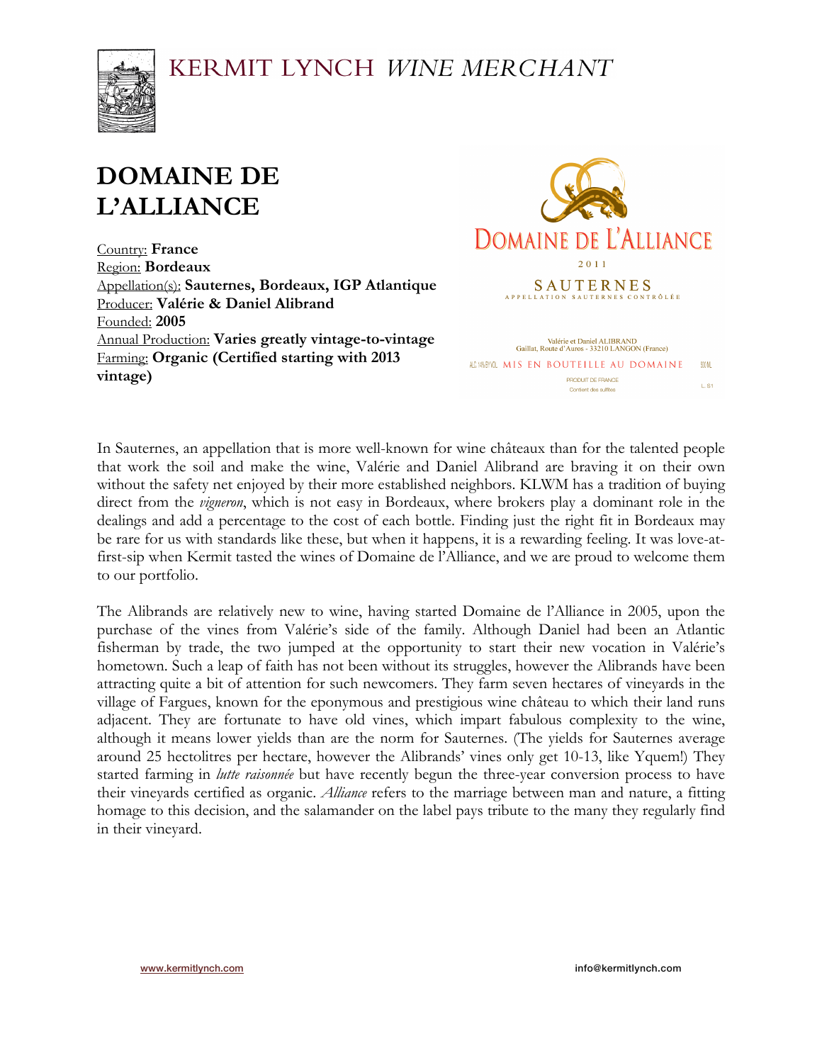# KERMIT LYNCH *WINE MERCHANT*

# DOMAINE DE L'ALLIANCE

Country: **France**
Region: **Bordeaux**
Appellation(s): **Sauternes, Bordeaux, IGP Atlantique**
Producer: **Valérie & Daniel Alibrand**
Founded: **2005**
Annual Production: **Varies greatly vintage-to-vintage**
Farming: **Organic (Certified starting with 2013 vintage)**

In Sauternes, an appellation that is more well-known for wine châteaux than for the talented people that work the soil and make the wine, Valérie and Daniel Alibrand are braving it on their own without the safety net enjoyed by their more established neighbors. KLWM has a tradition of buying direct from the *vigneron*, which is not easy in Bordeaux, where brokers play a dominant role in the dealings and add a percentage to the cost of each bottle. Finding just the right fit in Bordeaux may be rare for us with standards like these, but when it happens, it is a rewarding feeling. It was love-at-first-sip when Kermit tasted the wines of Domaine de l'Alliance, and we are proud to welcome them to our portfolio.

The Alibrands are relatively new to wine, having started Domaine de l'Alliance in 2005, upon the purchase of the vines from Valérie's side of the family. Although Daniel had been an Atlantic fisherman by trade, the two jumped at the opportunity to start their new vocation in Valérie's hometown. Such a leap of faith has not been without its struggles, however the Alibrands have been attracting quite a bit of attention for such newcomers. They farm seven hectares of vineyards in the village of Fargues, known for the eponymous and prestigious wine château to which their land runs adjacent. They are fortunate to have old vines, which impart fabulous complexity to the wine, although it means lower yields than are the norm for Sauternes. (The yields for Sauternes average around 25 hectolitres per hectare, however the Alibrands' vines only get 10-13, like Yquem!) They started farming in *lutte raisonnée* but have recently begun the three-year conversion process to have their vineyards certified as organic. *Alliance* refers to the marriage between man and nature, a fitting homage to this decision, and the salamander on the label pays tribute to the many they regularly find in their vineyard.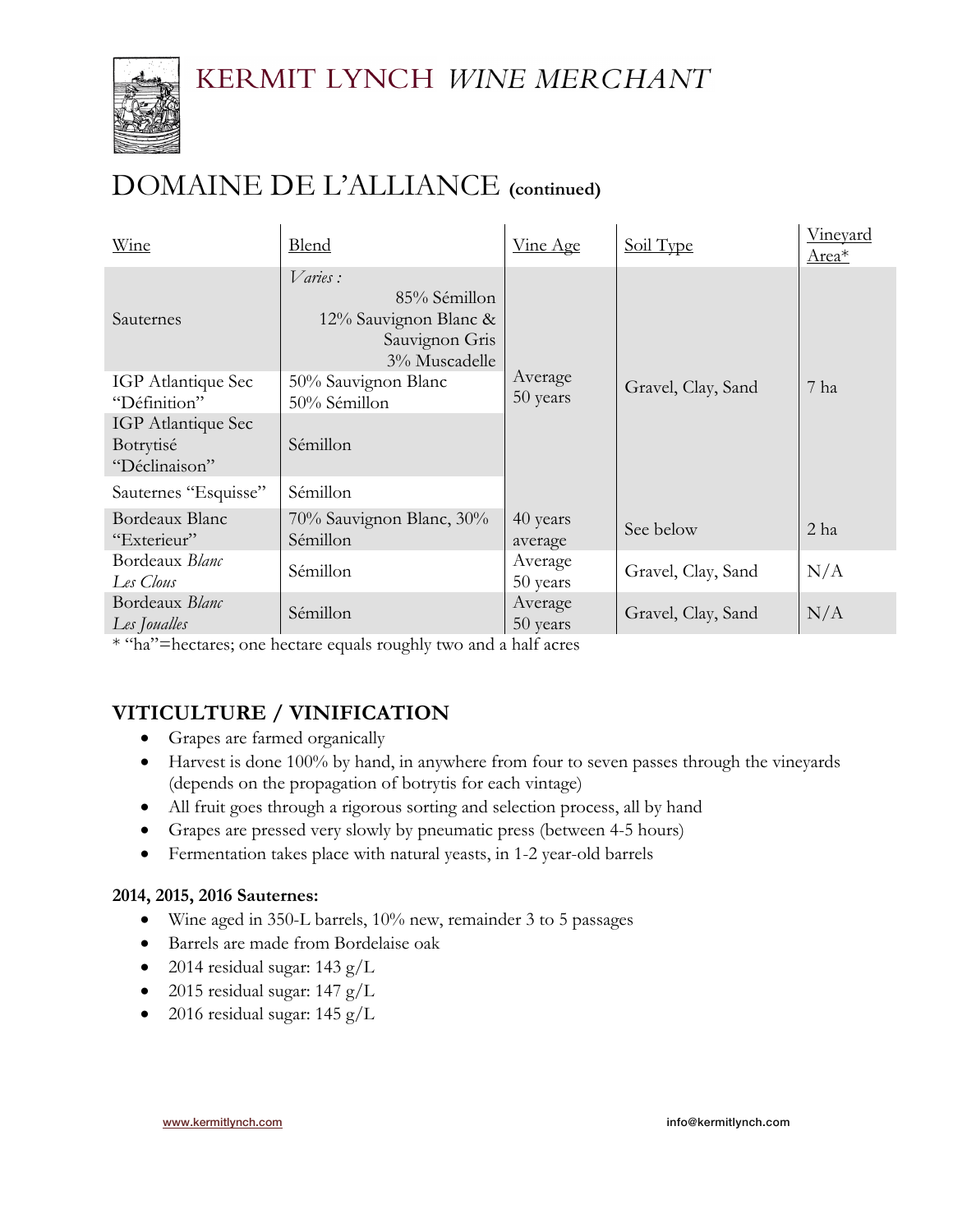# DOMAINE DE L'ALLIANCE **(continued)**

| Wine | Blend | Vine Age | Soil Type | Vineyard Area* |
|---|---|---|---|---|
| Sauternes | *Varies :* 85% Sémillon 12% Sauvignon Blanc & Sauvignon Gris 3% Muscadelle | Average 50 years | Gravel, Clay, Sand | 7 ha |
| IGP Atlantique Sec "Définition" | 50% Sauvignon Blanc 50% Sémillon | | | |
| IGP Atlantique Sec Botrytisé "Déclinaison" | Sémillon | | | |
| Sauternes "Esquisse" | Sémillon | | | |
| Bordeaux Blanc "Exterieur" | 70% Sauvignon Blanc, 30% Sémillon | 40 years average | See below | 2 ha |
| Bordeaux *Blanc Les Clous* | Sémillon | Average 50 years | Gravel, Clay, Sand | N/A |
| Bordeaux *Blanc Les Joualles* | Sémillon | Average 50 years | Gravel, Clay, Sand | N/A |

* "ha"=hectares; one hectare equals roughly two and a half acres

## VITICULTURE / VINIFICATION

- Grapes are farmed organically
- Harvest is done 100% by hand, in anywhere from four to seven passes through the vineyards (depends on the propagation of botrytis for each vintage)
- All fruit goes through a rigorous sorting and selection process, all by hand
- Grapes are pressed very slowly by pneumatic press (between 4-5 hours)
- Fermentation takes place with natural yeasts, in 1-2 year-old barrels

### 2014, 2015, 2016 Sauternes:

- Wine aged in 350-L barrels, 10% new, remainder 3 to 5 passages
- Barrels are made from Bordelaise oak
- 2014 residual sugar: 143 g/L
- 2015 residual sugar: 147 g/L
- 2016 residual sugar: 145 g/L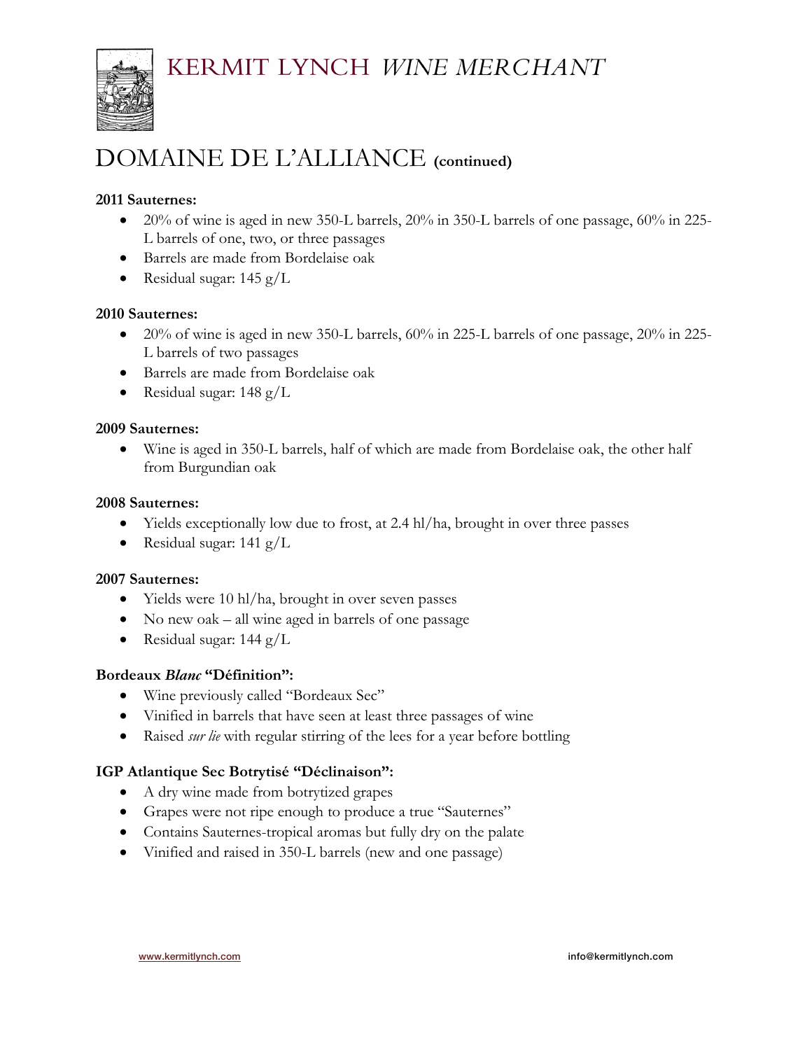# DOMAINE DE L'ALLIANCE **(continued)**

**2011 Sauternes:**

- 20% of wine is aged in new 350-L barrels, 20% in 350-L barrels of one passage, 60% in 225-L barrels of one, two, or three passages
- Barrels are made from Bordelaise oak
- Residual sugar: 145 g/L

**2010 Sauternes:**

- 20% of wine is aged in new 350-L barrels, 60% in 225-L barrels of one passage, 20% in 225-L barrels of two passages
- Barrels are made from Bordelaise oak
- Residual sugar: 148 g/L

**2009 Sauternes:**

- Wine is aged in 350-L barrels, half of which are made from Bordelaise oak, the other half from Burgundian oak

**2008 Sauternes:**

- Yields exceptionally low due to frost, at 2.4 hl/ha, brought in over three passes
- Residual sugar: 141 g/L

**2007 Sauternes:**

- Yields were 10 hl/ha, brought in over seven passes
- No new oak – all wine aged in barrels of one passage
- Residual sugar: 144 g/L

**Bordeaux *Blanc* "Définition":**

- Wine previously called "Bordeaux Sec"
- Vinified in barrels that have seen at least three passages of wine
- Raised *sur lie* with regular stirring of the lees for a year before bottling

**IGP Atlantique Sec Botrytisé "Déclinaison":**

- A dry wine made from botrytized grapes
- Grapes were not ripe enough to produce a true "Sauternes"
- Contains Sauternes-tropical aromas but fully dry on the palate
- Vinified and raised in 350-L barrels (new and one passage)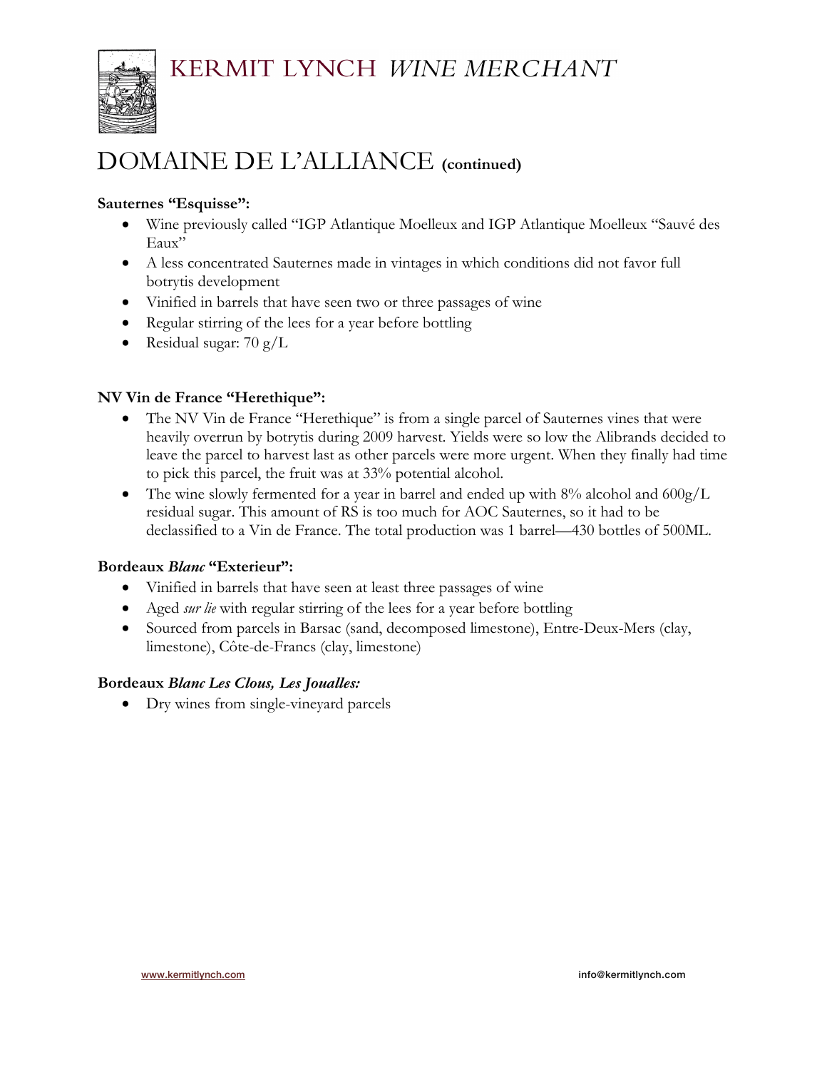# KERMIT LYNCH *WINE MERCHANT*

## DOMAINE DE L'ALLIANCE **(continued)**

**Sauternes "Esquisse":**

- Wine previously called "IGP Atlantique Moelleux and IGP Atlantique Moelleux "Sauvé des Eaux"
- A less concentrated Sauternes made in vintages in which conditions did not favor full botrytis development
- Vinified in barrels that have seen two or three passages of wine
- Regular stirring of the lees for a year before bottling
- Residual sugar: 70 g/L

**NV Vin de France "Herethique":**

- The NV Vin de France "Herethique" is from a single parcel of Sauternes vines that were heavily overrun by botrytis during 2009 harvest. Yields were so low the Alibrands decided to leave the parcel to harvest last as other parcels were more urgent. When they finally had time to pick this parcel, the fruit was at 33% potential alcohol.
- The wine slowly fermented for a year in barrel and ended up with 8% alcohol and 600g/L residual sugar. This amount of RS is too much for AOC Sauternes, so it had to be declassified to a Vin de France. The total production was 1 barrel—430 bottles of 500ML.

**Bordeaux *Blanc* "Exterieur":**

- Vinified in barrels that have seen at least three passages of wine
- Aged *sur lie* with regular stirring of the lees for a year before bottling
- Sourced from parcels in Barsac (sand, decomposed limestone), Entre-Deux-Mers (clay, limestone), Côte-de-Francs (clay, limestone)

**Bordeaux *Blanc Les Clous, Les Joualles:***

- Dry wines from single-vineyard parcels

www.kermitlynch.com info@kermitlynch.com